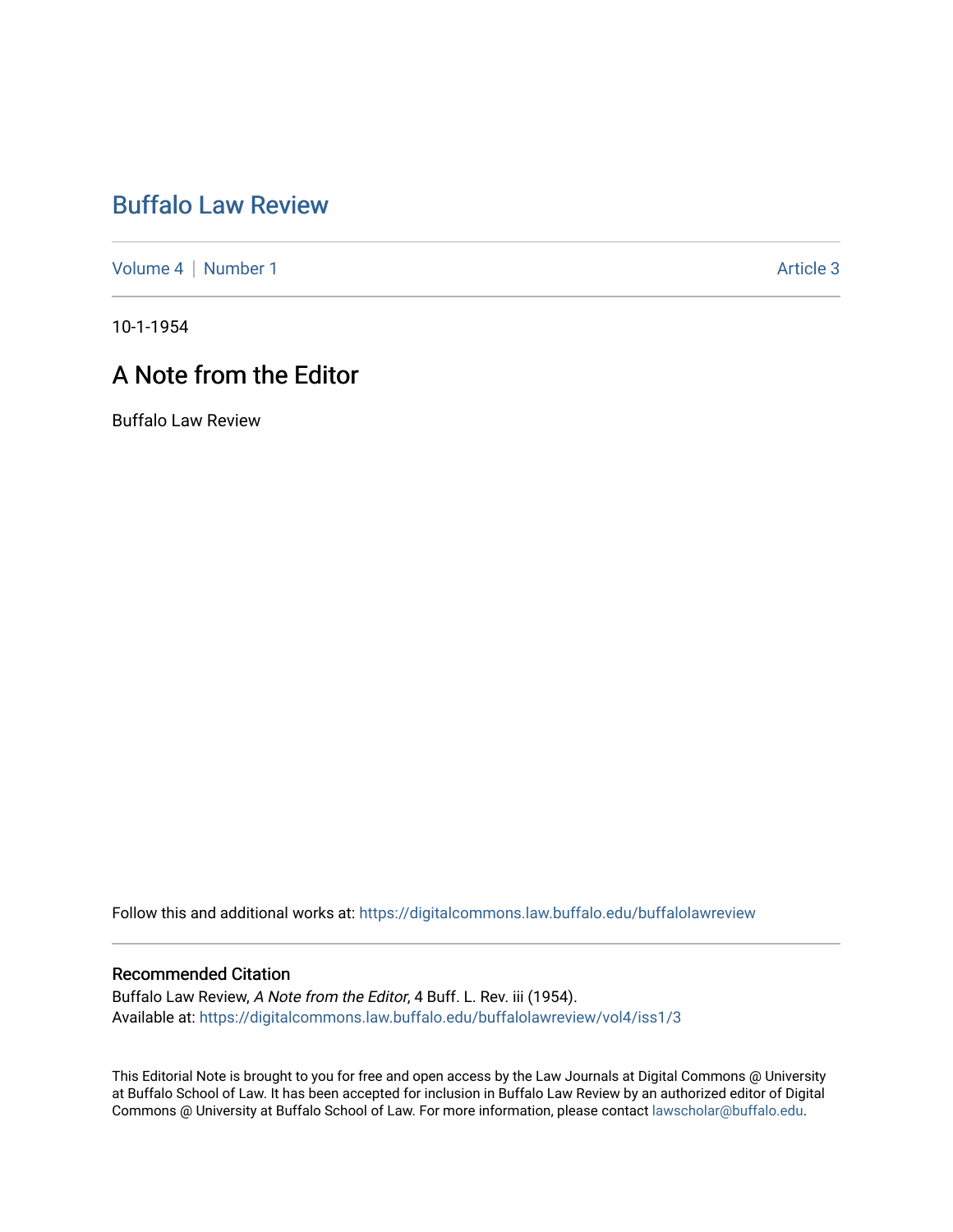# Buffalo Law Review

Volume 4 | Number 1 — Article 3

10-1-1954

## A Note from the Editor

Buffalo Law Review

Follow this and additional works at: https://digitalcommons.law.buffalo.edu/buffalolawreview

### Recommended Citation

Buffalo Law Review, *A Note from the Editor*, 4 Buff. L. Rev. iii (1954).
Available at: https://digitalcommons.law.buffalo.edu/buffalolawreview/vol4/iss1/3

This Editorial Note is brought to you for free and open access by the Law Journals at Digital Commons @ University at Buffalo School of Law. It has been accepted for inclusion in Buffalo Law Review by an authorized editor of Digital Commons @ University at Buffalo School of Law. For more information, please contact lawscholar@buffalo.edu.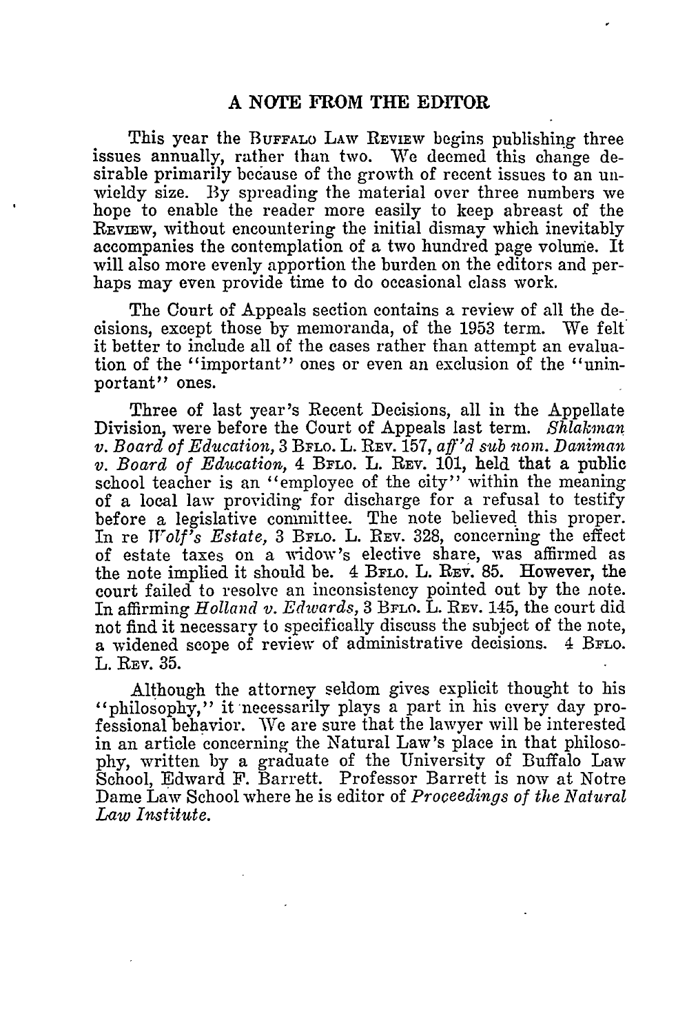## A NOTE FROM THE EDITOR

This year the BUFFALO LAW REVIEW begins publishing three issues annually, rather than two. We deemed this change desirable primarily because of the growth of recent issues to an unwieldy size. By spreading the material over three numbers we hope to enable the reader more easily to keep abreast of the REVIEW, without encountering the initial dismay which inevitably accompanies the contemplation of a two hundred page volume. It will also more evenly apportion the burden on the editors and perhaps may even provide time to do occasional class work.

The Court of Appeals section contains a review of all the decisions, except those by memoranda, of the 1953 term. We felt it better to include all of the cases rather than attempt an evaluation of the "important" ones or even an exclusion of the "unimportant" ones.

Three of last year's Recent Decisions, all in the Appellate Division, were before the Court of Appeals last term. *Shlakman v. Board of Education,* 3 BFLO. L. REV. 157, *aff'd sub nom. Daniman v. Board of Education,* 4 BFLO. L. REV. 101, held that a public school teacher is an "employee of the city" within the meaning of a local law providing for discharge for a refusal to testify before a legislative committee. The note believed this proper. In re *Wolf's Estate,* 3 BFLO. L. REV. 328, concerning the effect of estate taxes on a widow's elective share, was affirmed as the note implied it should be. 4 BFLO. L. REV. 85. However, the court failed to resolve an inconsistency pointed out by the note. In affirming *Holland v. Edwards,* 3 BFLO. L. REV. 145, the court did not find it necessary to specifically discuss the subject of the note, a widened scope of review of administrative decisions. 4 BFLO. L. REV. 35.

Although the attorney seldom gives explicit thought to his "philosophy," it necessarily plays a part in his every day professional behavior. We are sure that the lawyer will be interested in an article concerning the Natural Law's place in that philosophy, written by a graduate of the University of Buffalo Law School, Edward F. Barrett. Professor Barrett is now at Notre Dame Law School where he is editor of *Proceedings of the Natural Law Institute.*